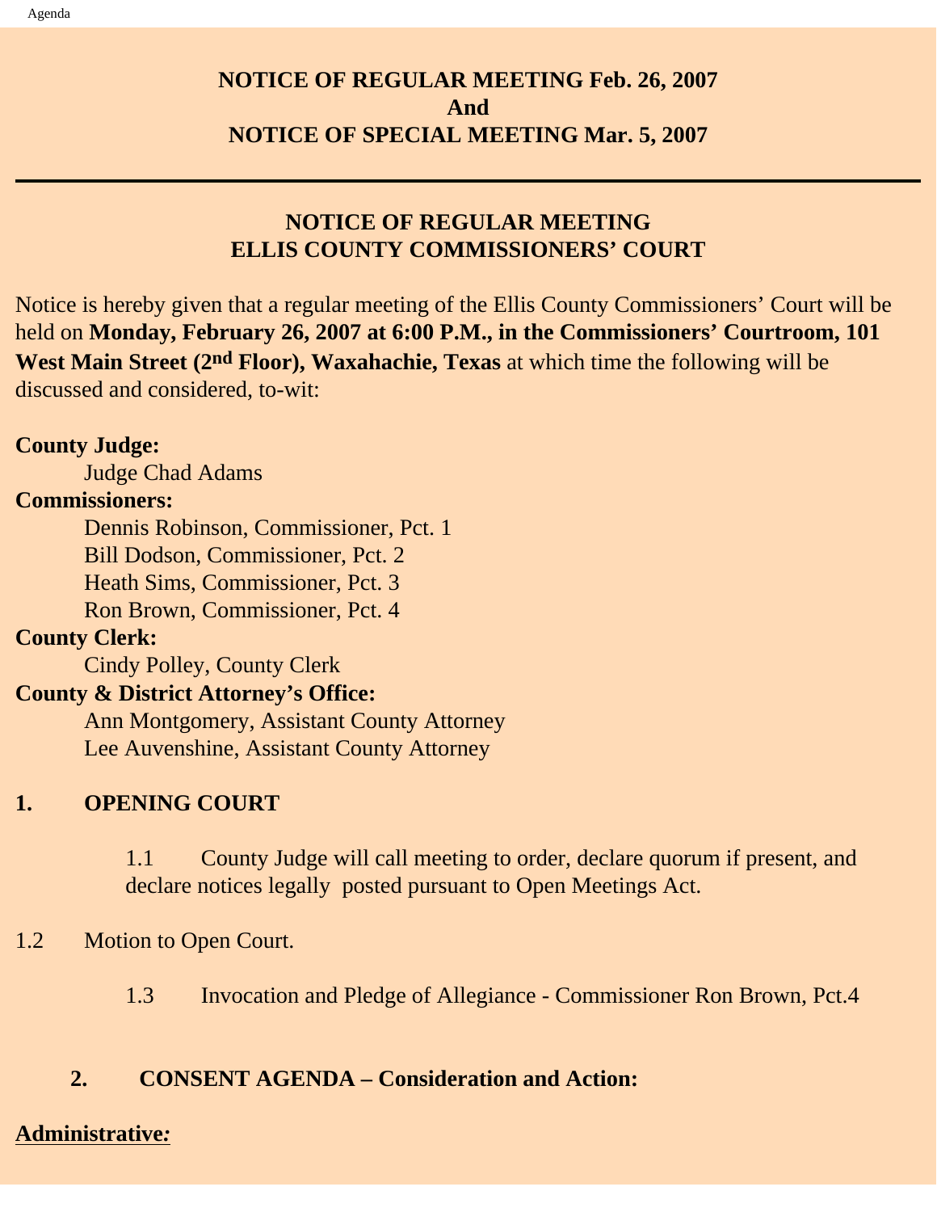**NOTICE OF REGULAR MEETING Feb. 26, 2007**
**And**
**NOTICE OF SPECIAL MEETING Mar. 5, 2007**

---

## NOTICE OF REGULAR MEETING
## ELLIS COUNTY COMMISSIONERS' COURT

Notice is hereby given that a regular meeting of the Ellis County Commissioners' Court will be held on **Monday, February 26, 2007 at 6:00 P.M., in the Commissioners' Courtroom, 101 West Main Street (2nd Floor), Waxahachie, Texas** at which time the following will be discussed and considered, to-wit:

**County Judge:**
Judge Chad Adams

**Commissioners:**
Dennis Robinson, Commissioner, Pct. 1
Bill Dodson, Commissioner, Pct. 2
Heath Sims, Commissioner, Pct. 3
Ron Brown, Commissioner, Pct. 4

**County Clerk:**
Cindy Polley, County Clerk

**County & District Attorney's Office:**
Ann Montgomery, Assistant County Attorney
Lee Auvenshine, Assistant County Attorney

**1. OPENING COURT**

1.1 County Judge will call meeting to order, declare quorum if present, and declare notices legally posted pursuant to Open Meetings Act.

1.2 Motion to Open Court.

1.3 Invocation and Pledge of Allegiance - Commissioner Ron Brown, Pct.4

**2. CONSENT AGENDA – Consideration and Action:**

**Administrative:**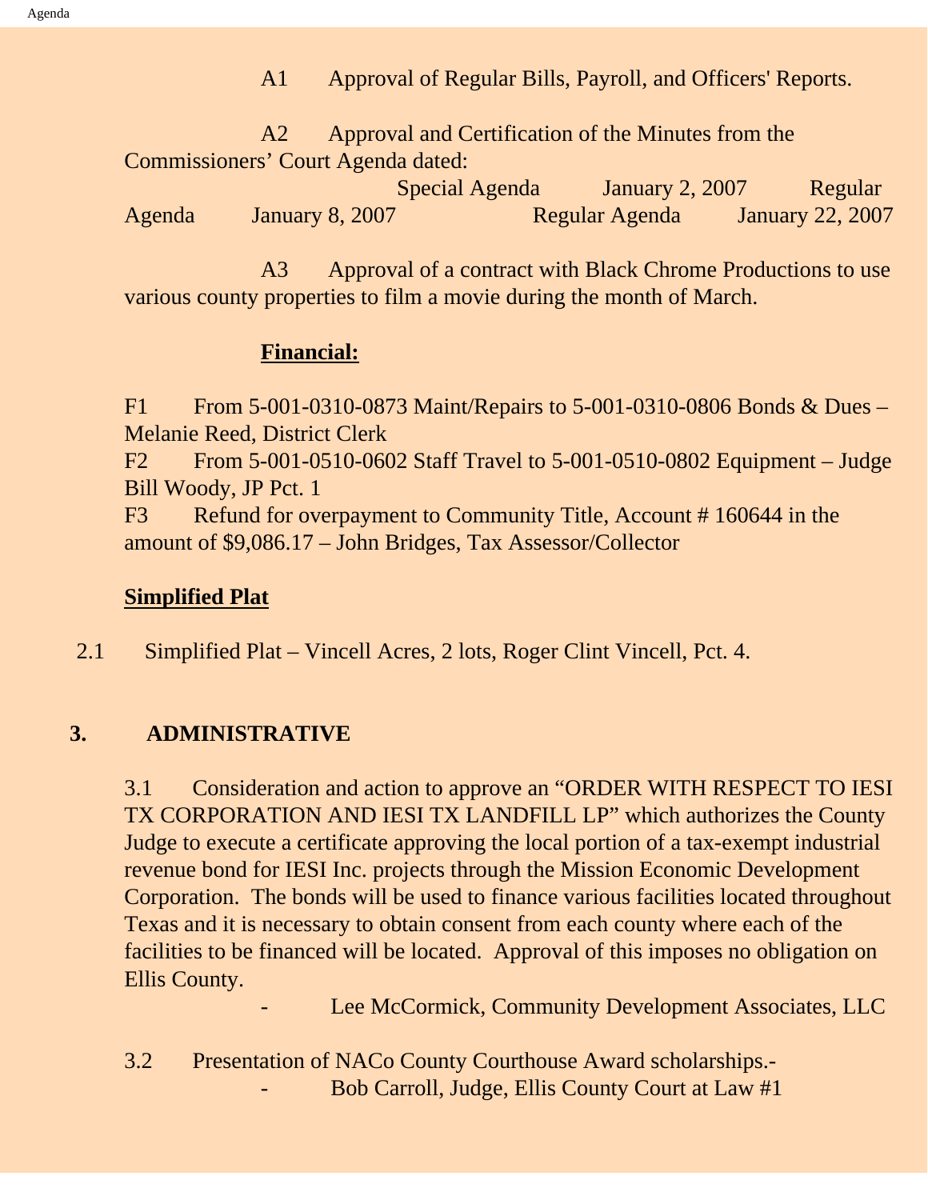A1 Approval of Regular Bills, Payroll, and Officers' Reports.

A2 Approval and Certification of the Minutes from the Commissioners' Court Agenda dated:
Special Agenda January 2, 2007
Regular Agenda January 8, 2007
Regular Agenda January 22, 2007

A3 Approval of a contract with Black Chrome Productions to use various county properties to film a movie during the month of March.

**Financial:**

F1 From 5-001-0310-0873 Maint/Repairs to 5-001-0310-0806 Bonds & Dues – Melanie Reed, District Clerk

F2 From 5-001-0510-0602 Staff Travel to 5-001-0510-0802 Equipment – Judge Bill Woody, JP Pct. 1

F3 Refund for overpayment to Community Title, Account # 160644 in the amount of $9,086.17 – John Bridges, Tax Assessor/Collector

**Simplified Plat**

2.1 Simplified Plat – Vincell Acres, 2 lots, Roger Clint Vincell, Pct. 4.

## 3. ADMINISTRATIVE

3.1 Consideration and action to approve an "ORDER WITH RESPECT TO IESI TX CORPORATION AND IESI TX LANDFILL LP" which authorizes the County Judge to execute a certificate approving the local portion of a tax-exempt industrial revenue bond for IESI Inc. projects through the Mission Economic Development Corporation. The bonds will be used to finance various facilities located throughout Texas and it is necessary to obtain consent from each county where each of the facilities to be financed will be located. Approval of this imposes no obligation on Ellis County.

- Lee McCormick, Community Development Associates, LLC

3.2 Presentation of NACo County Courthouse Award scholarships.-

- Bob Carroll, Judge, Ellis County Court at Law #1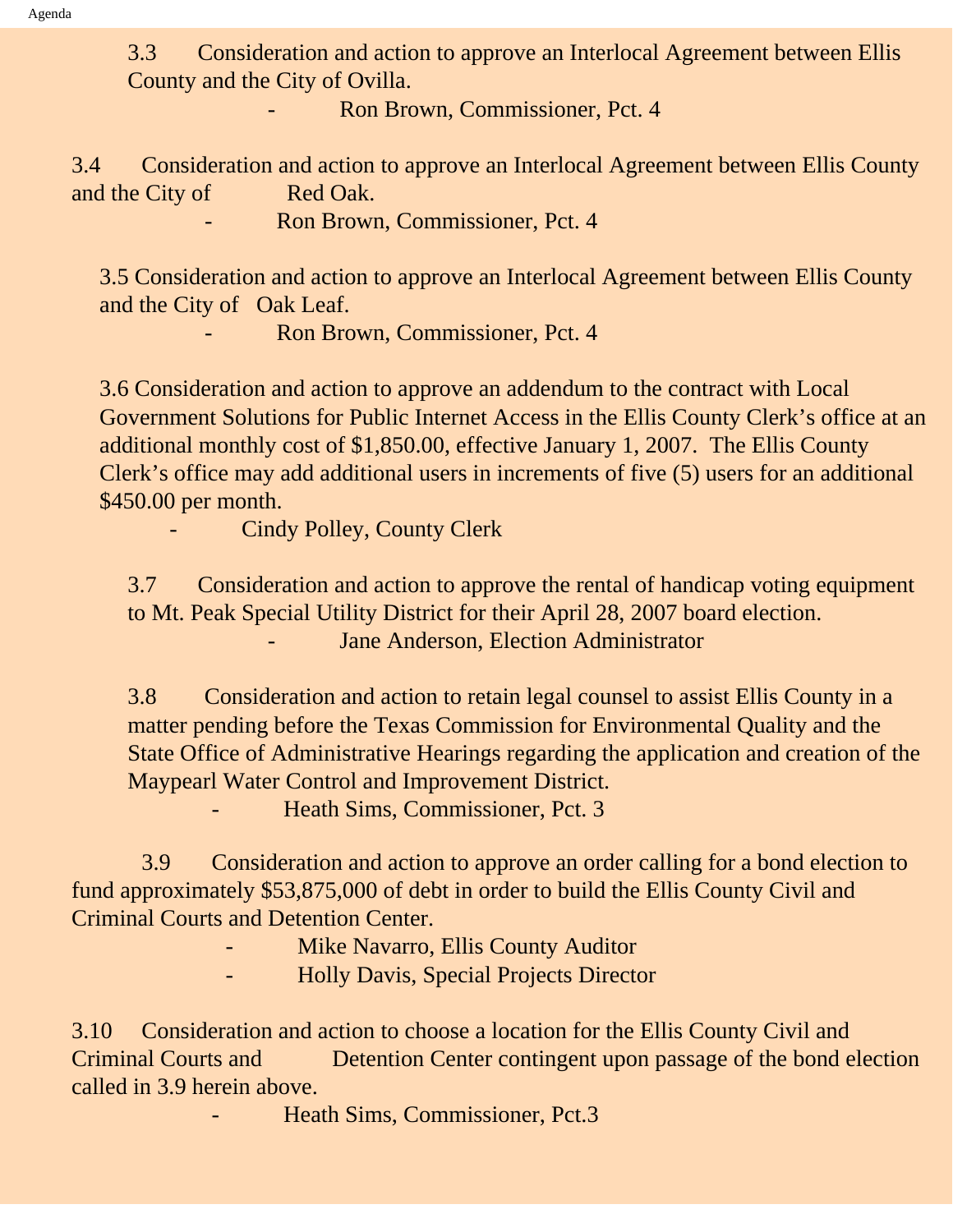3.3 Consideration and action to approve an Interlocal Agreement between Ellis County and the City of Ovilla.

- Ron Brown, Commissioner, Pct. 4

3.4 Consideration and action to approve an Interlocal Agreement between Ellis County and the City of Red Oak.

- Ron Brown, Commissioner, Pct. 4

3.5 Consideration and action to approve an Interlocal Agreement between Ellis County and the City of Oak Leaf.

- Ron Brown, Commissioner, Pct. 4

3.6 Consideration and action to approve an addendum to the contract with Local Government Solutions for Public Internet Access in the Ellis County Clerk's office at an additional monthly cost of $1,850.00, effective January 1, 2007. The Ellis County Clerk's office may add additional users in increments of five (5) users for an additional $450.00 per month.

- Cindy Polley, County Clerk

3.7 Consideration and action to approve the rental of handicap voting equipment to Mt. Peak Special Utility District for their April 28, 2007 board election.

- Jane Anderson, Election Administrator

3.8 Consideration and action to retain legal counsel to assist Ellis County in a matter pending before the Texas Commission for Environmental Quality and the State Office of Administrative Hearings regarding the application and creation of the Maypearl Water Control and Improvement District.

- Heath Sims, Commissioner, Pct. 3

3.9 Consideration and action to approve an order calling for a bond election to fund approximately $53,875,000 of debt in order to build the Ellis County Civil and Criminal Courts and Detention Center.

- Mike Navarro, Ellis County Auditor
- Holly Davis, Special Projects Director

3.10 Consideration and action to choose a location for the Ellis County Civil and Criminal Courts and Detention Center contingent upon passage of the bond election called in 3.9 herein above.

- Heath Sims, Commissioner, Pct.3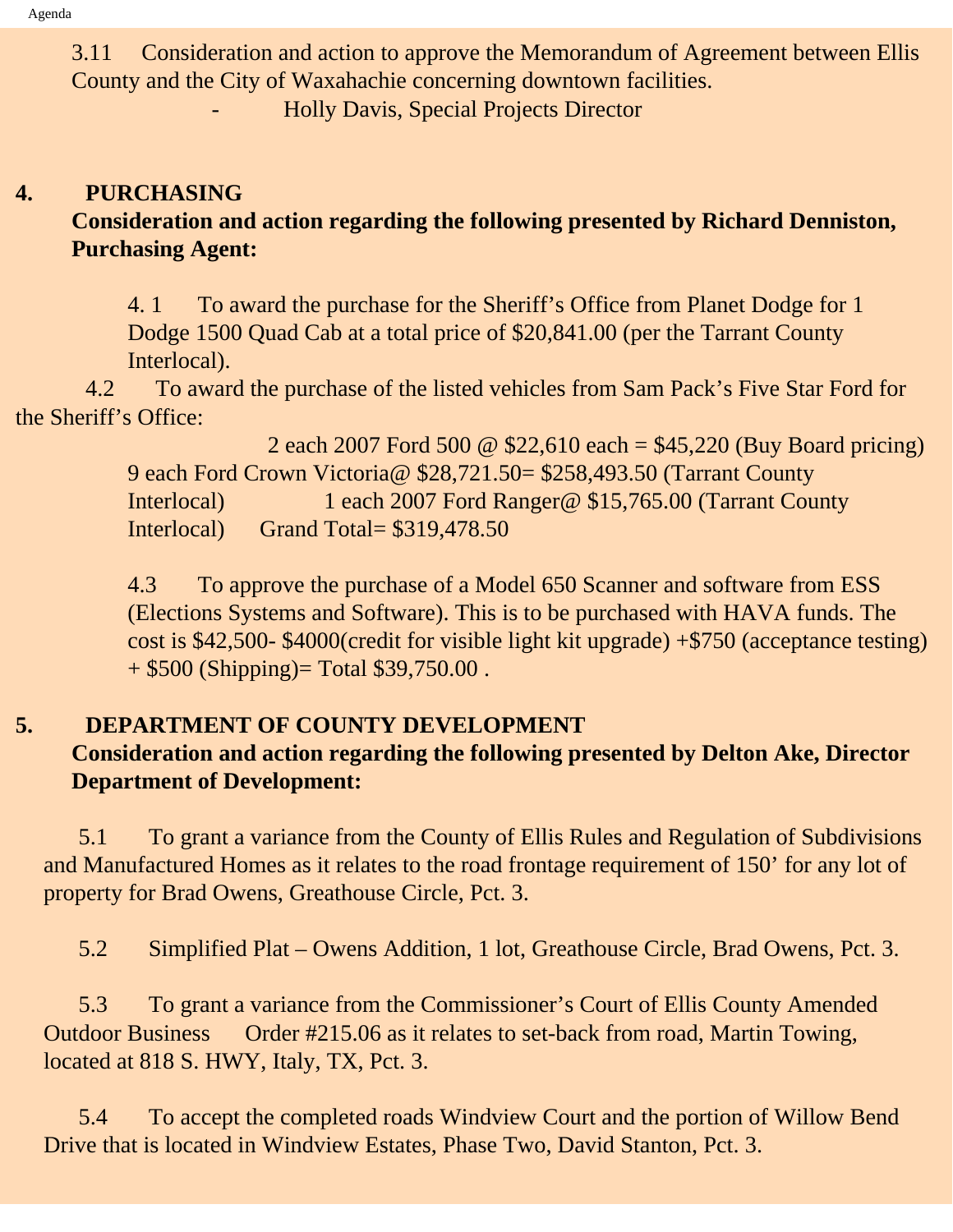3.11 Consideration and action to approve the Memorandum of Agreement between Ellis County and the City of Waxahachie concerning downtown facilities.

- Holly Davis, Special Projects Director

## 4. PURCHASING

**Consideration and action regarding the following presented by Richard Denniston, Purchasing Agent:**

4. 1 To award the purchase for the Sheriff's Office from Planet Dodge for 1 Dodge 1500 Quad Cab at a total price of $20,841.00 (per the Tarrant County Interlocal).

4.2 To award the purchase of the listed vehicles from Sam Pack's Five Star Ford for the Sheriff's Office:

2 each 2007 Ford 500 @ $22,610 each = $45,220 (Buy Board pricing)
9 each Ford Crown Victoria@ $28,721.50= $258,493.50 (Tarrant County Interlocal) 1 each 2007 Ford Ranger@ $15,765.00 (Tarrant County Interlocal) Grand Total= $319,478.50

4.3 To approve the purchase of a Model 650 Scanner and software from ESS (Elections Systems and Software). This is to be purchased with HAVA funds. The cost is $42,500- $4000(credit for visible light kit upgrade) +$750 (acceptance testing) + $500 (Shipping)= Total $39,750.00 .

## 5. DEPARTMENT OF COUNTY DEVELOPMENT

**Consideration and action regarding the following presented by Delton Ake, Director Department of Development:**

5.1 To grant a variance from the County of Ellis Rules and Regulation of Subdivisions and Manufactured Homes as it relates to the road frontage requirement of 150' for any lot of property for Brad Owens, Greathouse Circle, Pct. 3.

5.2 Simplified Plat – Owens Addition, 1 lot, Greathouse Circle, Brad Owens, Pct. 3.

5.3 To grant a variance from the Commissioner's Court of Ellis County Amended Outdoor Business Order #215.06 as it relates to set-back from road, Martin Towing, located at 818 S. HWY, Italy, TX, Pct. 3.

5.4 To accept the completed roads Windview Court and the portion of Willow Bend Drive that is located in Windview Estates, Phase Two, David Stanton, Pct. 3.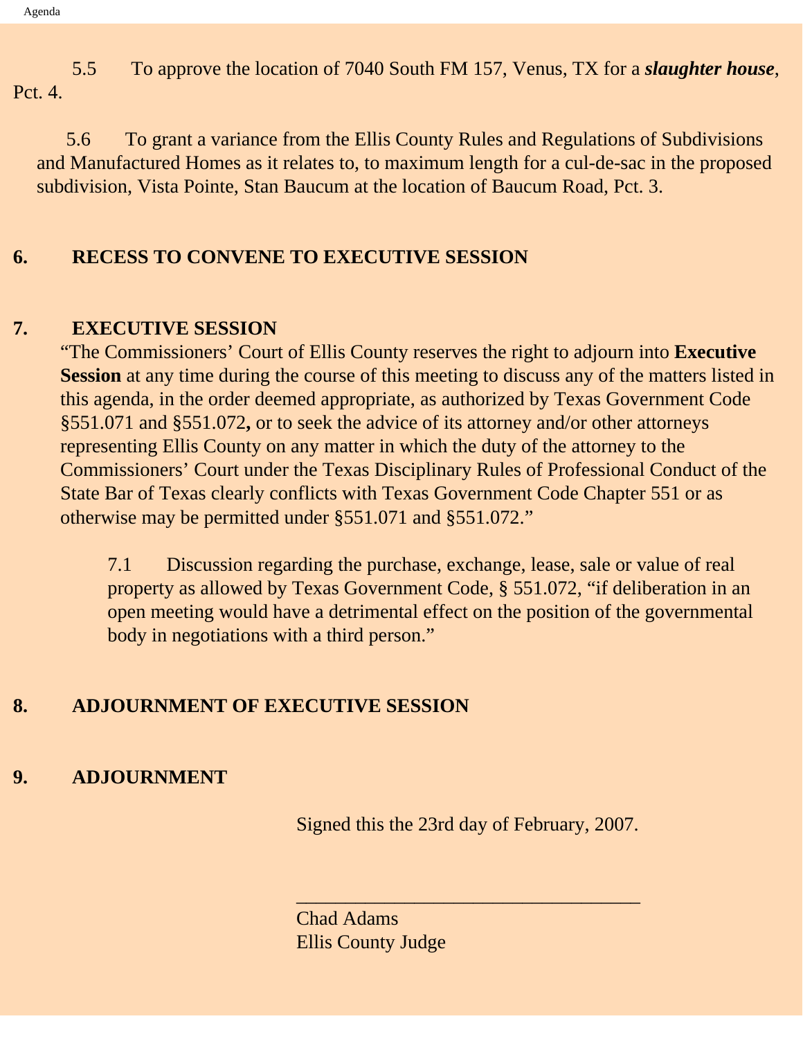5.5 To approve the location of 7040 South FM 157, Venus, TX for a ***slaughter house***, Pct. 4.

5.6 To grant a variance from the Ellis County Rules and Regulations of Subdivisions and Manufactured Homes as it relates to, to maximum length for a cul-de-sac in the proposed subdivision, Vista Pointe, Stan Baucum at the location of Baucum Road, Pct. 3.

## 6. RECESS TO CONVENE TO EXECUTIVE SESSION

## 7. EXECUTIVE SESSION

"The Commissioners' Court of Ellis County reserves the right to adjourn into **Executive Session** at any time during the course of this meeting to discuss any of the matters listed in this agenda, in the order deemed appropriate, as authorized by Texas Government Code §551.071 and §551.072**,** or to seek the advice of its attorney and/or other attorneys representing Ellis County on any matter in which the duty of the attorney to the Commissioners' Court under the Texas Disciplinary Rules of Professional Conduct of the State Bar of Texas clearly conflicts with Texas Government Code Chapter 551 or as otherwise may be permitted under §551.071 and §551.072."

7.1 Discussion regarding the purchase, exchange, lease, sale or value of real property as allowed by Texas Government Code, § 551.072, "if deliberation in an open meeting would have a detrimental effect on the position of the governmental body in negotiations with a third person."

## 8. ADJOURNMENT OF EXECUTIVE SESSION

## 9. ADJOURNMENT

Signed this the 23rd day of February, 2007.

___________________________________

Chad Adams
Ellis County Judge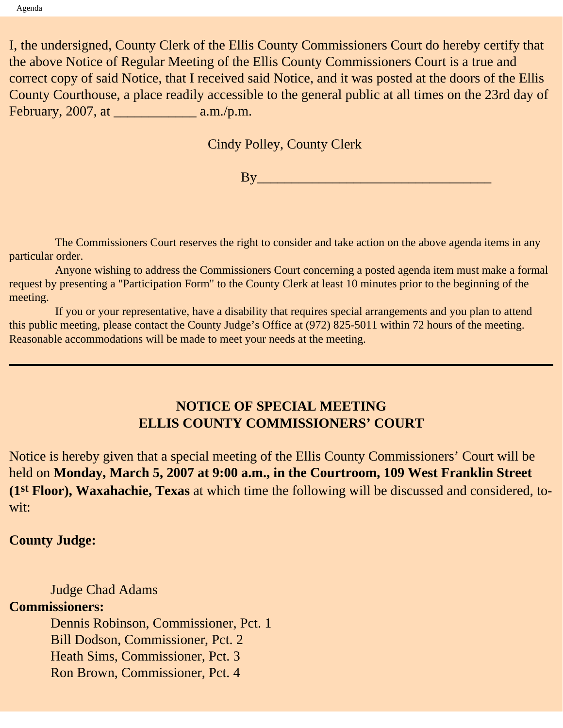I, the undersigned, County Clerk of the Ellis County Commissioners Court do hereby certify that the above Notice of Regular Meeting of the Ellis County Commissioners Court is a true and correct copy of said Notice, that I received said Notice, and it was posted at the doors of the Ellis County Courthouse, a place readily accessible to the general public at all times on the 23rd day of February, 2007, at ____________ a.m./p.m.

Cindy Polley, County Clerk

By_________________________________

The Commissioners Court reserves the right to consider and take action on the above agenda items in any particular order.

Anyone wishing to address the Commissioners Court concerning a posted agenda item must make a formal request by presenting a "Participation Form" to the County Clerk at least 10 minutes prior to the beginning of the meeting.

If you or your representative, have a disability that requires special arrangements and you plan to attend this public meeting, please contact the County Judge's Office at (972) 825-5011 within 72 hours of the meeting. Reasonable accommodations will be made to meet your needs at the meeting.

---

## NOTICE OF SPECIAL MEETING
## ELLIS COUNTY COMMISSIONERS' COURT

Notice is hereby given that a special meeting of the Ellis County Commissioners' Court will be held on **Monday, March 5, 2007 at 9:00 a.m., in the Courtroom, 109 West Franklin Street (1st Floor), Waxahachie, Texas** at which time the following will be discussed and considered, to-wit:

**County Judge:**

Judge Chad Adams

**Commissioners:**

Dennis Robinson, Commissioner, Pct. 1
Bill Dodson, Commissioner, Pct. 2
Heath Sims, Commissioner, Pct. 3
Ron Brown, Commissioner, Pct. 4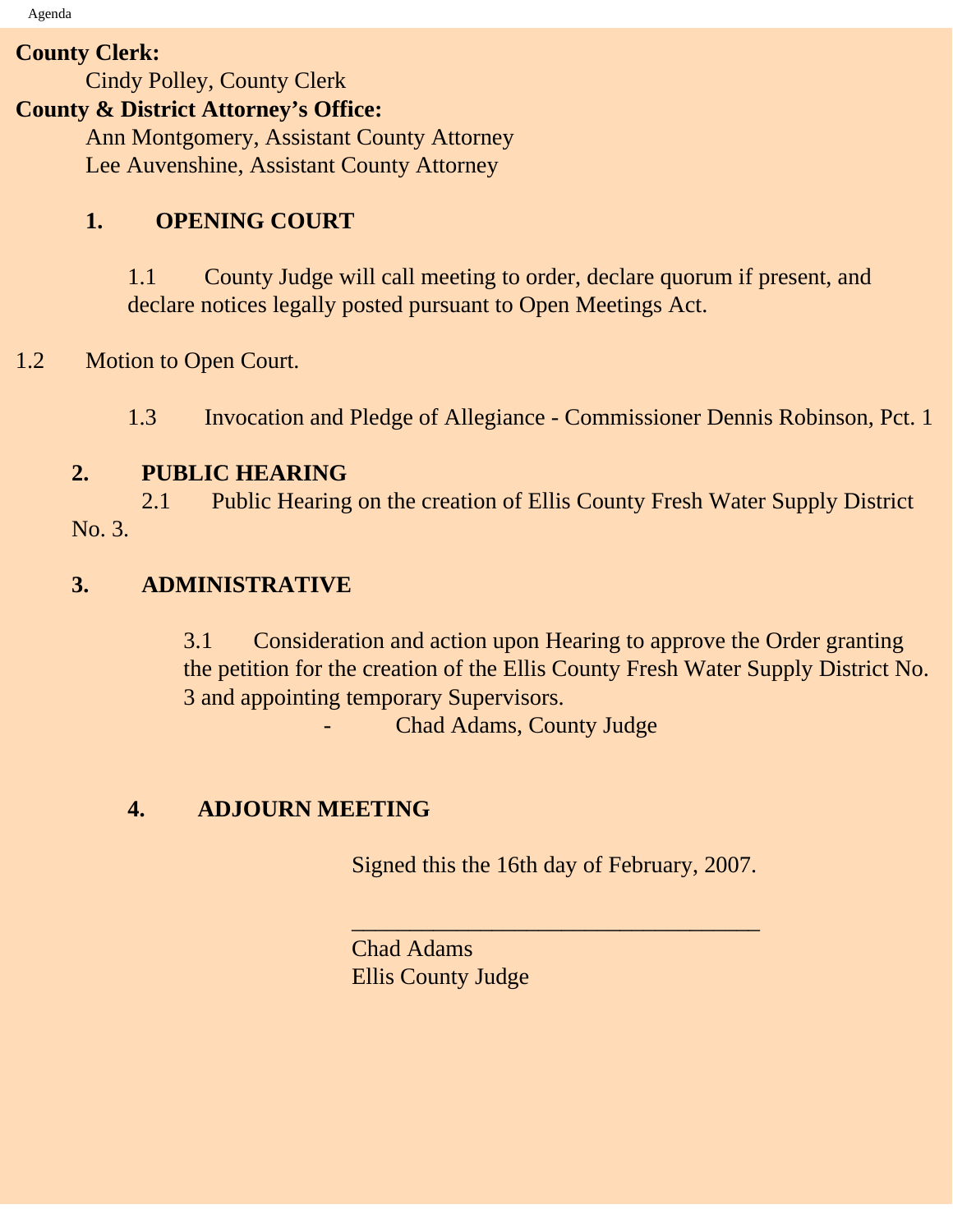**County Clerk:**

Cindy Polley, County Clerk

**County & District Attorney's Office:**

Ann Montgomery, Assistant County Attorney

Lee Auvenshine, Assistant County Attorney

**1. OPENING COURT**

1.1 County Judge will call meeting to order, declare quorum if present, and declare notices legally posted pursuant to Open Meetings Act.

1.2 Motion to Open Court.

1.3 Invocation and Pledge of Allegiance - Commissioner Dennis Robinson, Pct. 1

**2. PUBLIC HEARING**

2.1 Public Hearing on the creation of Ellis County Fresh Water Supply District No. 3.

**3. ADMINISTRATIVE**

3.1 Consideration and action upon Hearing to approve the Order granting the petition for the creation of the Ellis County Fresh Water Supply District No. 3 and appointing temporary Supervisors.

- Chad Adams, County Judge

**4. ADJOURN MEETING**

Signed this the 16th day of February, 2007.

___________________________________

Chad Adams

Ellis County Judge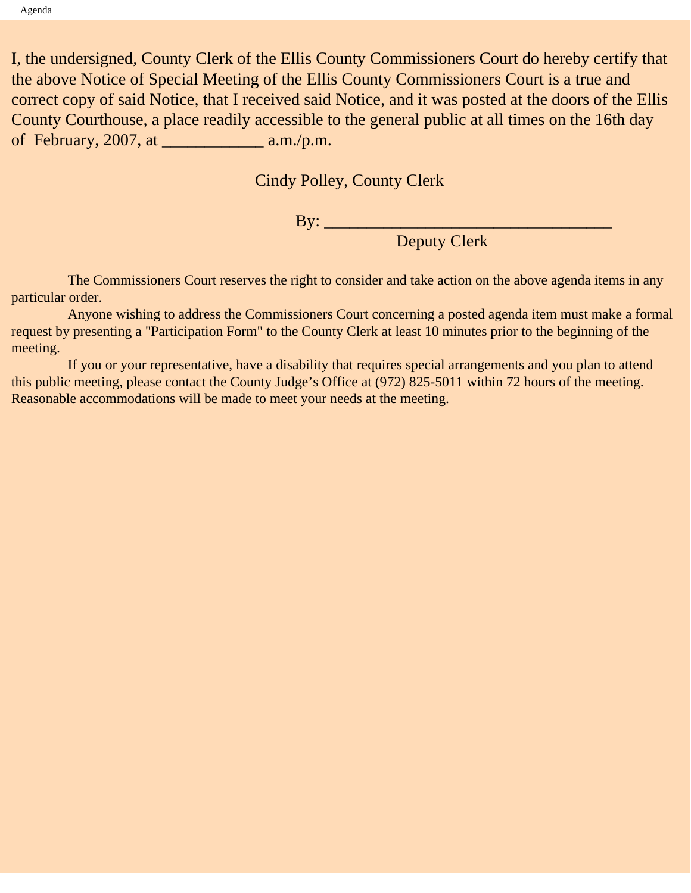I, the undersigned, County Clerk of the Ellis County Commissioners Court do hereby certify that the above Notice of Special Meeting of the Ellis County Commissioners Court is a true and correct copy of said Notice, that I received said Notice, and it was posted at the doors of the Ellis County Courthouse, a place readily accessible to the general public at all times on the 16th day of February, 2007, at ____________ a.m./p.m.

Cindy Polley, County Clerk

By: ___________________________________
Deputy Clerk

The Commissioners Court reserves the right to consider and take action on the above agenda items in any particular order.

Anyone wishing to address the Commissioners Court concerning a posted agenda item must make a formal request by presenting a "Participation Form" to the County Clerk at least 10 minutes prior to the beginning of the meeting.

If you or your representative, have a disability that requires special arrangements and you plan to attend this public meeting, please contact the County Judge's Office at (972) 825-5011 within 72 hours of the meeting. Reasonable accommodations will be made to meet your needs at the meeting.